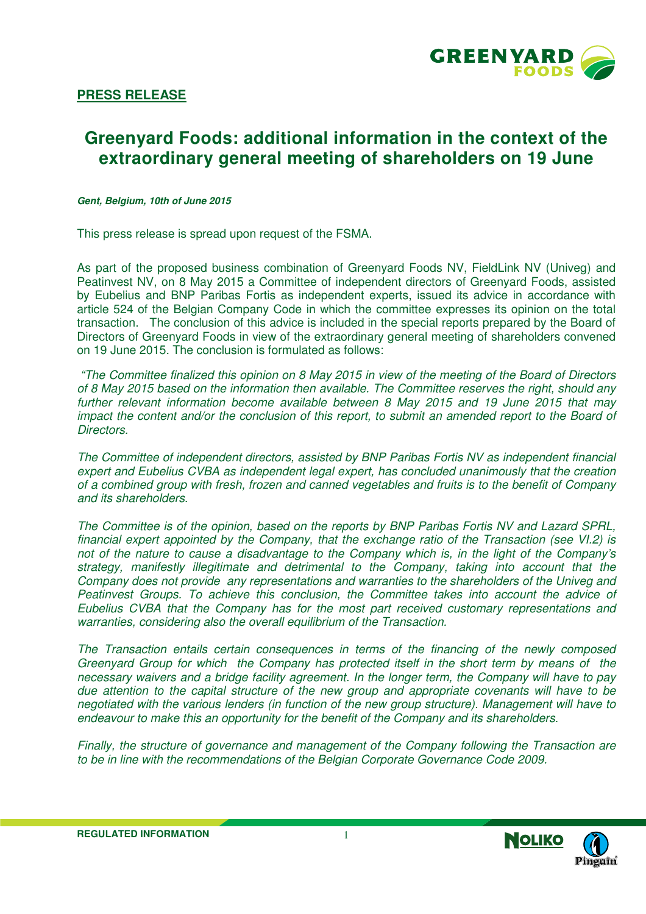**PRESS RELEASE**

# Greenyard Foods: additional information in the context of the extraordinary general meeting of shareholders on 19 June

***Gent, Belgium, 10th of June 2015***

This press release is spread upon request of the FSMA.

As part of the proposed business combination of Greenyard Foods NV, FieldLink NV (Univeg) and Peatinvest NV, on 8 May 2015 a Committee of independent directors of Greenyard Foods, assisted by Eubelius and BNP Paribas Fortis as independent experts, issued its advice in accordance with article 524 of the Belgian Company Code in which the committee expresses its opinion on the total transaction. The conclusion of this advice is included in the special reports prepared by the Board of Directors of Greenyard Foods in view of the extraordinary general meeting of shareholders convened on 19 June 2015. The conclusion is formulated as follows:

*"The Committee finalized this opinion on 8 May 2015 in view of the meeting of the Board of Directors of 8 May 2015 based on the information then available. The Committee reserves the right, should any further relevant information become available between 8 May 2015 and 19 June 2015 that may impact the content and/or the conclusion of this report, to submit an amended report to the Board of Directors.*

*The Committee of independent directors, assisted by BNP Paribas Fortis NV as independent financial expert and Eubelius CVBA as independent legal expert, has concluded unanimously that the creation of a combined group with fresh, frozen and canned vegetables and fruits is to the benefit of Company and its shareholders.*

*The Committee is of the opinion, based on the reports by BNP Paribas Fortis NV and Lazard SPRL, financial expert appointed by the Company, that the exchange ratio of the Transaction (see VI.2) is not of the nature to cause a disadvantage to the Company which is, in the light of the Company's strategy, manifestly illegitimate and detrimental to the Company, taking into account that the Company does not provide any representations and warranties to the shareholders of the Univeg and Peatinvest Groups. To achieve this conclusion, the Committee takes into account the advice of Eubelius CVBA that the Company has for the most part received customary representations and warranties, considering also the overall equilibrium of the Transaction.*

*The Transaction entails certain consequences in terms of the financing of the newly composed Greenyard Group for which the Company has protected itself in the short term by means of the necessary waivers and a bridge facility agreement. In the longer term, the Company will have to pay due attention to the capital structure of the new group and appropriate covenants will have to be negotiated with the various lenders (in function of the new group structure). Management will have to endeavour to make this an opportunity for the benefit of the Company and its shareholders.*

*Finally, the structure of governance and management of the Company following the Transaction are to be in line with the recommendations of the Belgian Corporate Governance Code 2009.*

**REGULATED INFORMATION**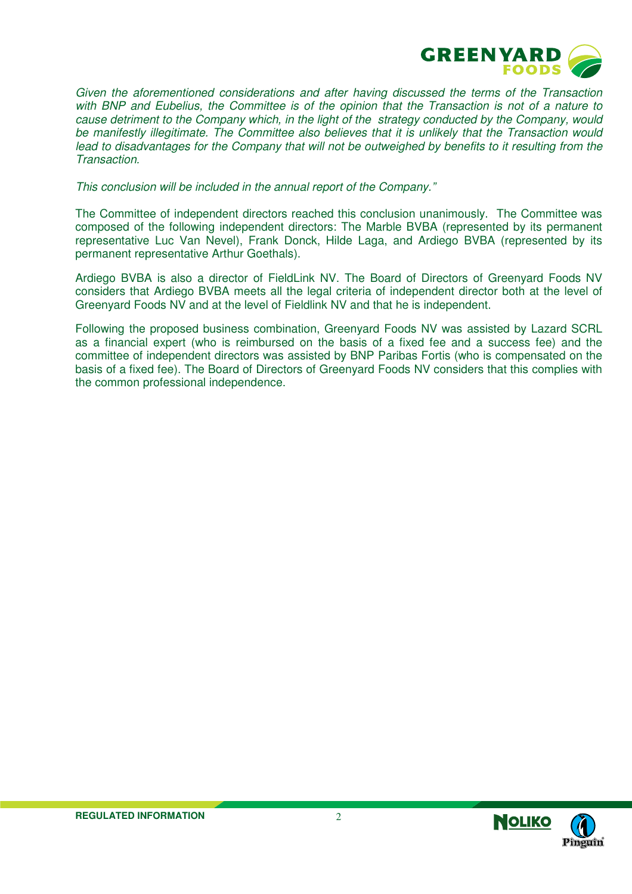*Given the aforementioned considerations and after having discussed the terms of the Transaction with BNP and Eubelius, the Committee is of the opinion that the Transaction is not of a nature to cause detriment to the Company which, in the light of the strategy conducted by the Company, would be manifestly illegitimate. The Committee also believes that it is unlikely that the Transaction would lead to disadvantages for the Company that will not be outweighed by benefits to it resulting from the Transaction.*

*This conclusion will be included in the annual report of the Company."*

The Committee of independent directors reached this conclusion unanimously. The Committee was composed of the following independent directors: The Marble BVBA (represented by its permanent representative Luc Van Nevel), Frank Donck, Hilde Laga, and Ardiego BVBA (represented by its permanent representative Arthur Goethals).

Ardiego BVBA is also a director of FieldLink NV. The Board of Directors of Greenyard Foods NV considers that Ardiego BVBA meets all the legal criteria of independent director both at the level of Greenyard Foods NV and at the level of Fieldlink NV and that he is independent.

Following the proposed business combination, Greenyard Foods NV was assisted by Lazard SCRL as a financial expert (who is reimbursed on the basis of a fixed fee and a success fee) and the committee of independent directors was assisted by BNP Paribas Fortis (who is compensated on the basis of a fixed fee). The Board of Directors of Greenyard Foods NV considers that this complies with the common professional independence.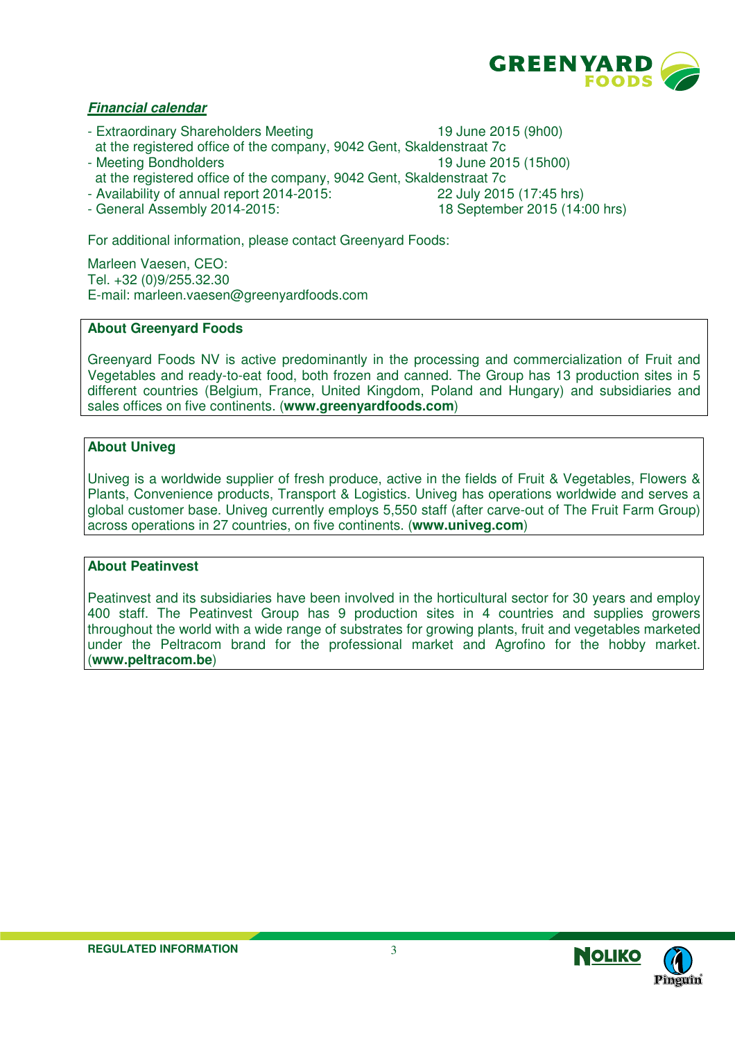***Financial calendar***

- Extraordinary Shareholders Meeting 19 June 2015 (9h00)
  at the registered office of the company, 9042 Gent, Skaldenstraat 7c
- Meeting Bondholders 19 June 2015 (15h00)
  at the registered office of the company, 9042 Gent, Skaldenstraat 7c
- Availability of annual report 2014-2015: 22 July 2015 (17:45 hrs)
- General Assembly 2014-2015: 18 September 2015 (14:00 hrs)

For additional information, please contact Greenyard Foods:

Marleen Vaesen, CEO:
Tel. +32 (0)9/255.32.30
E-mail: marleen.vaesen@greenyardfoods.com

**About Greenyard Foods**

Greenyard Foods NV is active predominantly in the processing and commercialization of Fruit and Vegetables and ready-to-eat food, both frozen and canned. The Group has 13 production sites in 5 different countries (Belgium, France, United Kingdom, Poland and Hungary) and subsidiaries and sales offices on five continents. (**www.greenyardfoods.com**)

**About Univeg**

Univeg is a worldwide supplier of fresh produce, active in the fields of Fruit & Vegetables, Flowers & Plants, Convenience products, Transport & Logistics. Univeg has operations worldwide and serves a global customer base. Univeg currently employs 5,550 staff (after carve-out of The Fruit Farm Group) across operations in 27 countries, on five continents. (**www.univeg.com**)

**About Peatinvest**

Peatinvest and its subsidiaries have been involved in the horticultural sector for 30 years and employ 400 staff. The Peatinvest Group has 9 production sites in 4 countries and supplies growers throughout the world with a wide range of substrates for growing plants, fruit and vegetables marketed under the Peltracom brand for the professional market and Agrofino for the hobby market. (**www.peltracom.be**)

**REGULATED INFORMATION**